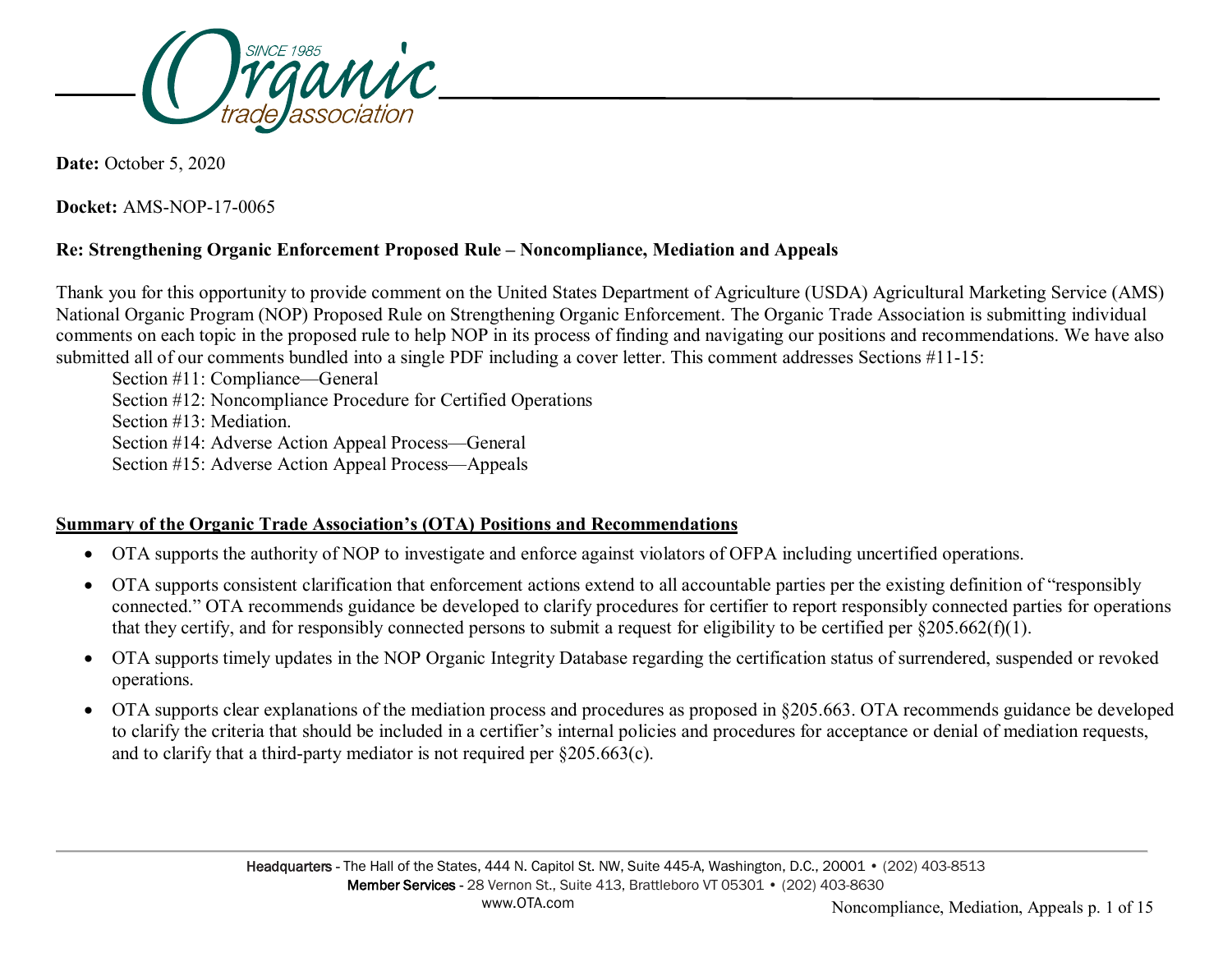**Date:** October 5, 2020

**Docket:** AMS-NOP-17-0065

**Re: Strengthening Organic Enforcement Proposed Rule – Noncompliance, Mediation and Appeals**

Thank you for this opportunity to provide comment on the United States Department of Agriculture (USDA) Agricultural Marketing Service (AMS) National Organic Program (NOP) Proposed Rule on Strengthening Organic Enforcement. The Organic Trade Association is submitting individual comments on each topic in the proposed rule to help NOP in its process of finding and navigating our positions and recommendations. We have also submitted all of our comments bundled into a single PDF including a cover letter. This comment addresses Sections #11-15:

Section #11: Compliance—General
Section #12: Noncompliance Procedure for Certified Operations
Section #13: Mediation.
Section #14: Adverse Action Appeal Process—General
Section #15: Adverse Action Appeal Process—Appeals

## Summary of the Organic Trade Association's (OTA) Positions and Recommendations

- OTA supports the authority of NOP to investigate and enforce against violators of OFPA including uncertified operations.
- OTA supports consistent clarification that enforcement actions extend to all accountable parties per the existing definition of "responsibly connected." OTA recommends guidance be developed to clarify procedures for certifier to report responsibly connected parties for operations that they certify, and for responsibly connected persons to submit a request for eligibility to be certified per §205.662(f)(1).
- OTA supports timely updates in the NOP Organic Integrity Database regarding the certification status of surrendered, suspended or revoked operations.
- OTA supports clear explanations of the mediation process and procedures as proposed in §205.663. OTA recommends guidance be developed to clarify the criteria that should be included in a certifier's internal policies and procedures for acceptance or denial of mediation requests, and to clarify that a third-party mediator is not required per §205.663(c).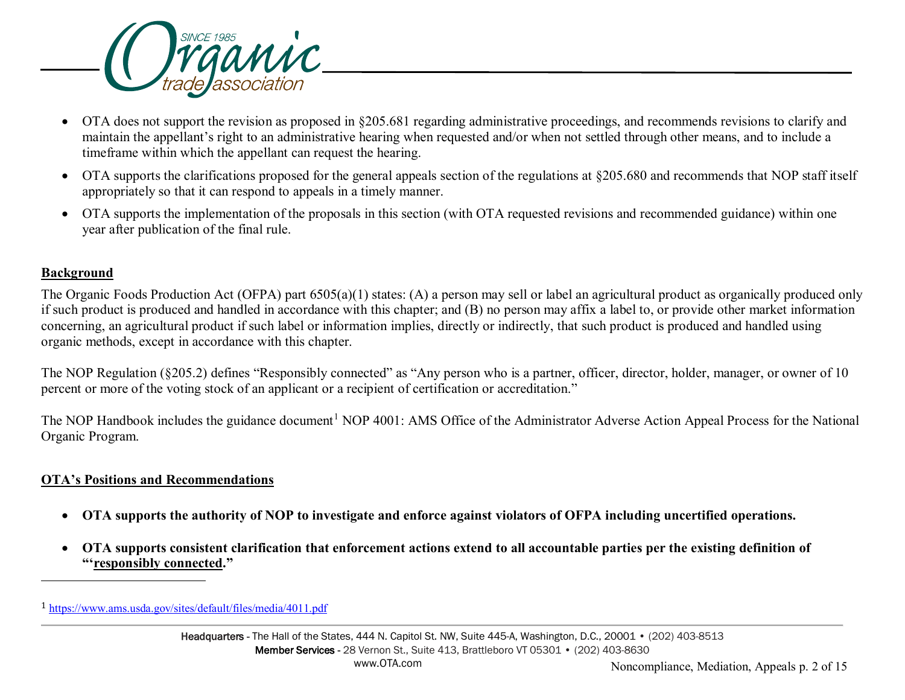- OTA does not support the revision as proposed in §205.681 regarding administrative proceedings, and recommends revisions to clarify and maintain the appellant's right to an administrative hearing when requested and/or when not settled through other means, and to include a timeframe within which the appellant can request the hearing.
- OTA supports the clarifications proposed for the general appeals section of the regulations at §205.680 and recommends that NOP staff itself appropriately so that it can respond to appeals in a timely manner.
- OTA supports the implementation of the proposals in this section (with OTA requested revisions and recommended guidance) within one year after publication of the final rule.

## Background

The Organic Foods Production Act (OFPA) part 6505(a)(1) states: (A) a person may sell or label an agricultural product as organically produced only if such product is produced and handled in accordance with this chapter; and (B) no person may affix a label to, or provide other market information concerning, an agricultural product if such label or information implies, directly or indirectly, that such product is produced and handled using organic methods, except in accordance with this chapter.

The NOP Regulation (§205.2) defines "Responsibly connected" as "Any person who is a partner, officer, director, holder, manager, or owner of 10 percent or more of the voting stock of an applicant or a recipient of certification or accreditation."

The NOP Handbook includes the guidance document[1] NOP 4001: AMS Office of the Administrator Adverse Action Appeal Process for the National Organic Program.

## OTA's Positions and Recommendations

- **OTA supports the authority of NOP to investigate and enforce against violators of OFPA including uncertified operations.**
- **OTA supports consistent clarification that enforcement actions extend to all accountable parties per the existing definition of "'<u>responsibly connected</u>."**

---

[1] https://www.ams.usda.gov/sites/default/files/media/4011.pdf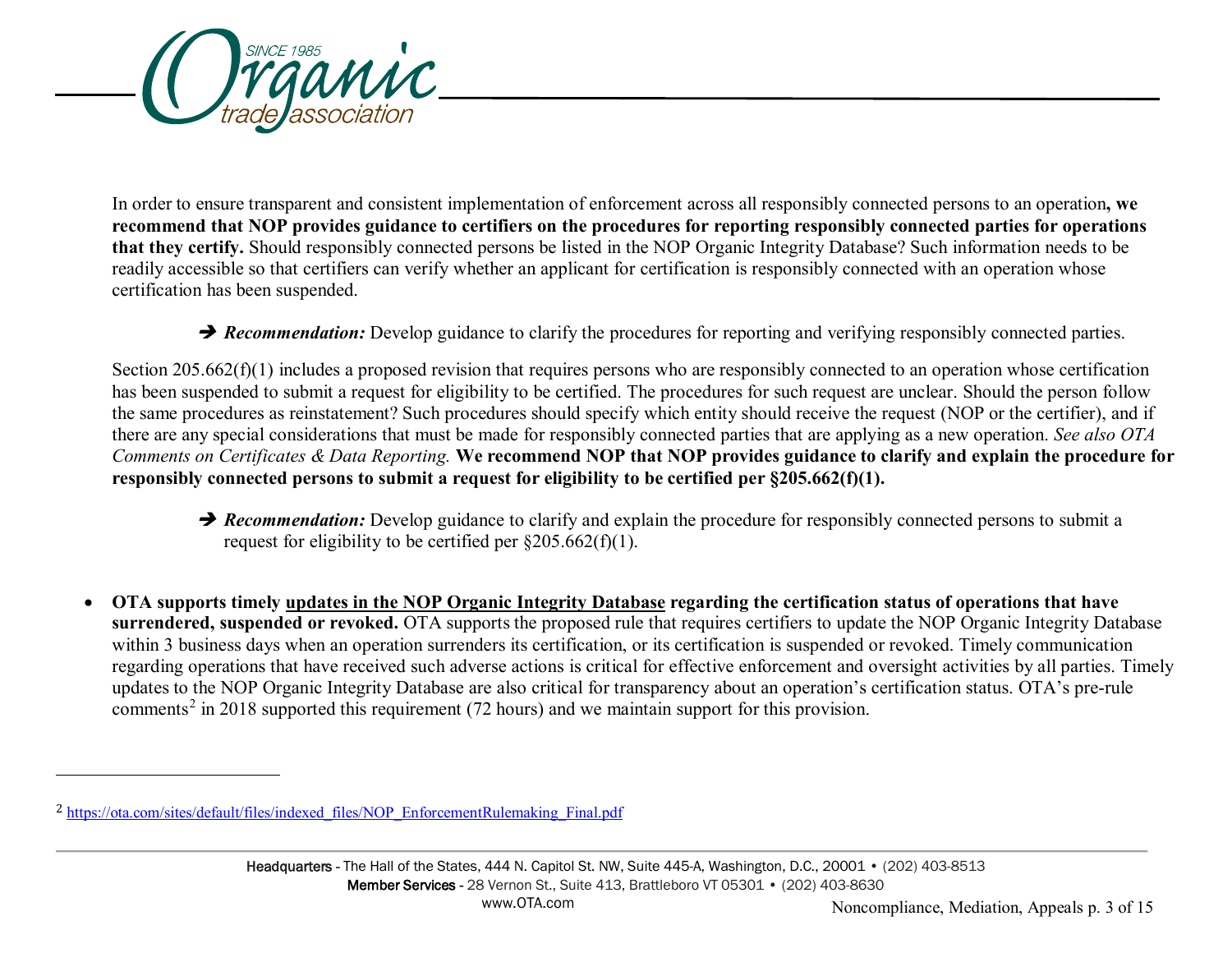In order to ensure transparent and consistent implementation of enforcement across all responsibly connected persons to an operation**, we recommend that NOP provides guidance to certifiers on the procedures for reporting responsibly connected parties for operations that they certify.** Should responsibly connected persons be listed in the NOP Organic Integrity Database? Such information needs to be readily accessible so that certifiers can verify whether an applicant for certification is responsibly connected with an operation whose certification has been suspended.

> ➔ ***Recommendation:*** Develop guidance to clarify the procedures for reporting and verifying responsibly connected parties.

Section 205.662(f)(1) includes a proposed revision that requires persons who are responsibly connected to an operation whose certification has been suspended to submit a request for eligibility to be certified. The procedures for such request are unclear. Should the person follow the same procedures as reinstatement? Such procedures should specify which entity should receive the request (NOP or the certifier), and if there are any special considerations that must be made for responsibly connected parties that are applying as a new operation. *See also OTA Comments on Certificates & Data Reporting.* **We recommend NOP that NOP provides guidance to clarify and explain the procedure for responsibly connected persons to submit a request for eligibility to be certified per §205.662(f)(1).**

> ➔ ***Recommendation:*** Develop guidance to clarify and explain the procedure for responsibly connected persons to submit a request for eligibility to be certified per §205.662(f)(1).

- **OTA supports timely updates in the NOP Organic Integrity Database regarding the certification status of operations that have surrendered, suspended or revoked.** OTA supports the proposed rule that requires certifiers to update the NOP Organic Integrity Database within 3 business days when an operation surrenders its certification, or its certification is suspended or revoked. Timely communication regarding operations that have received such adverse actions is critical for effective enforcement and oversight activities by all parties. Timely updates to the NOP Organic Integrity Database are also critical for transparency about an operation's certification status. OTA's pre-rule comments[2] in 2018 supported this requirement (72 hours) and we maintain support for this provision.

---

[2] https://ota.com/sites/default/files/indexed_files/NOP_EnforcementRulemaking_Final.pdf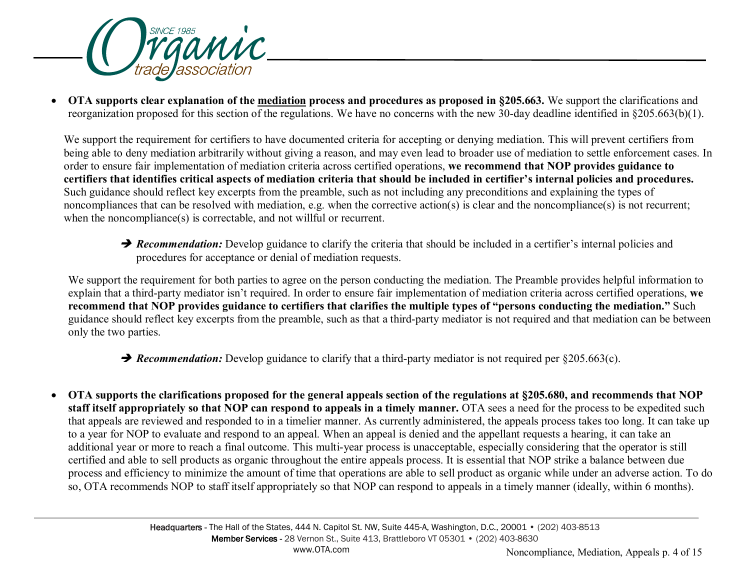- **OTA supports clear explanation of the mediation process and procedures as proposed in §205.663.** We support the clarifications and reorganization proposed for this section of the regulations. We have no concerns with the new 30-day deadline identified in §205.663(b)(1).

  We support the requirement for certifiers to have documented criteria for accepting or denying mediation. This will prevent certifiers from being able to deny mediation arbitrarily without giving a reason, and may even lead to broader use of mediation to settle enforcement cases. In order to ensure fair implementation of mediation criteria across certified operations, **we recommend that NOP provides guidance to certifiers that identifies critical aspects of mediation criteria that should be included in certifier's internal policies and procedures.** Such guidance should reflect key excerpts from the preamble, such as not including any preconditions and explaining the types of noncompliances that can be resolved with mediation, e.g. when the corrective action(s) is clear and the noncompliance(s) is not recurrent; when the noncompliance(s) is correctable, and not willful or recurrent.

  ➔ ***Recommendation:*** Develop guidance to clarify the criteria that should be included in a certifier's internal policies and procedures for acceptance or denial of mediation requests.

  We support the requirement for both parties to agree on the person conducting the mediation. The Preamble provides helpful information to explain that a third-party mediator isn't required. In order to ensure fair implementation of mediation criteria across certified operations, **we recommend that NOP provides guidance to certifiers that clarifies the multiple types of "persons conducting the mediation."** Such guidance should reflect key excerpts from the preamble, such as that a third-party mediator is not required and that mediation can be between only the two parties.

  ➔ ***Recommendation:*** Develop guidance to clarify that a third-party mediator is not required per §205.663(c).

- **OTA supports the clarifications proposed for the general appeals section of the regulations at §205.680, and recommends that NOP staff itself appropriately so that NOP can respond to appeals in a timely manner.** OTA sees a need for the process to be expedited such that appeals are reviewed and responded to in a timelier manner. As currently administered, the appeals process takes too long. It can take up to a year for NOP to evaluate and respond to an appeal. When an appeal is denied and the appellant requests a hearing, it can take an additional year or more to reach a final outcome. This multi-year process is unacceptable, especially considering that the operator is still certified and able to sell products as organic throughout the entire appeals process. It is essential that NOP strike a balance between due process and efficiency to minimize the amount of time that operations are able to sell product as organic while under an adverse action. To do so, OTA recommends NOP to staff itself appropriately so that NOP can respond to appeals in a timely manner (ideally, within 6 months).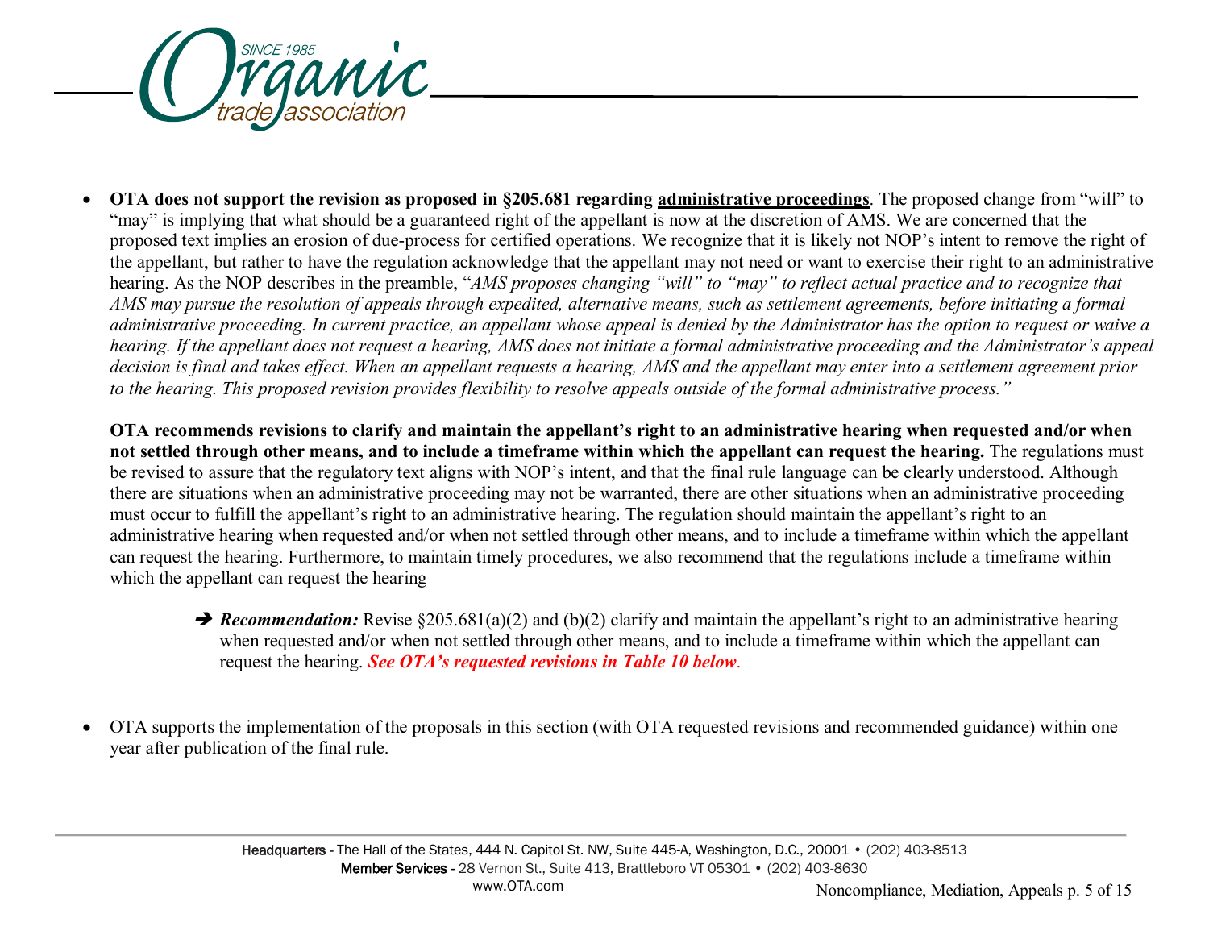- **OTA does not support the revision as proposed in §205.681 regarding <u>administrative proceedings</u>**. The proposed change from "will" to "may" is implying that what should be a guaranteed right of the appellant is now at the discretion of AMS. We are concerned that the proposed text implies an erosion of due-process for certified operations. We recognize that it is likely not NOP's intent to remove the right of the appellant, but rather to have the regulation acknowledge that the appellant may not need or want to exercise their right to an administrative hearing. As the NOP describes in the preamble, "*AMS proposes changing "will" to "may" to reflect actual practice and to recognize that AMS may pursue the resolution of appeals through expedited, alternative means, such as settlement agreements, before initiating a formal administrative proceeding. In current practice, an appellant whose appeal is denied by the Administrator has the option to request or waive a hearing. If the appellant does not request a hearing, AMS does not initiate a formal administrative proceeding and the Administrator's appeal decision is final and takes effect. When an appellant requests a hearing, AMS and the appellant may enter into a settlement agreement prior to the hearing. This proposed revision provides flexibility to resolve appeals outside of the formal administrative process."*

  **OTA recommends revisions to clarify and maintain the appellant's right to an administrative hearing when requested and/or when not settled through other means, and to include a timeframe within which the appellant can request the hearing.** The regulations must be revised to assure that the regulatory text aligns with NOP's intent, and that the final rule language can be clearly understood. Although there are situations when an administrative proceeding may not be warranted, there are other situations when an administrative proceeding must occur to fulfill the appellant's right to an administrative hearing. The regulation should maintain the appellant's right to an administrative hearing when requested and/or when not settled through other means, and to include a timeframe within which the appellant can request the hearing. Furthermore, to maintain timely procedures, we also recommend that the regulations include a timeframe within which the appellant can request the hearing

  ➔ ***Recommendation:*** Revise §205.681(a)(2) and (b)(2) clarify and maintain the appellant's right to an administrative hearing when requested and/or when not settled through other means, and to include a timeframe within which the appellant can request the hearing. ***See OTA's requested revisions in Table 10 below***.

- OTA supports the implementation of the proposals in this section (with OTA requested revisions and recommended guidance) within one year after publication of the final rule.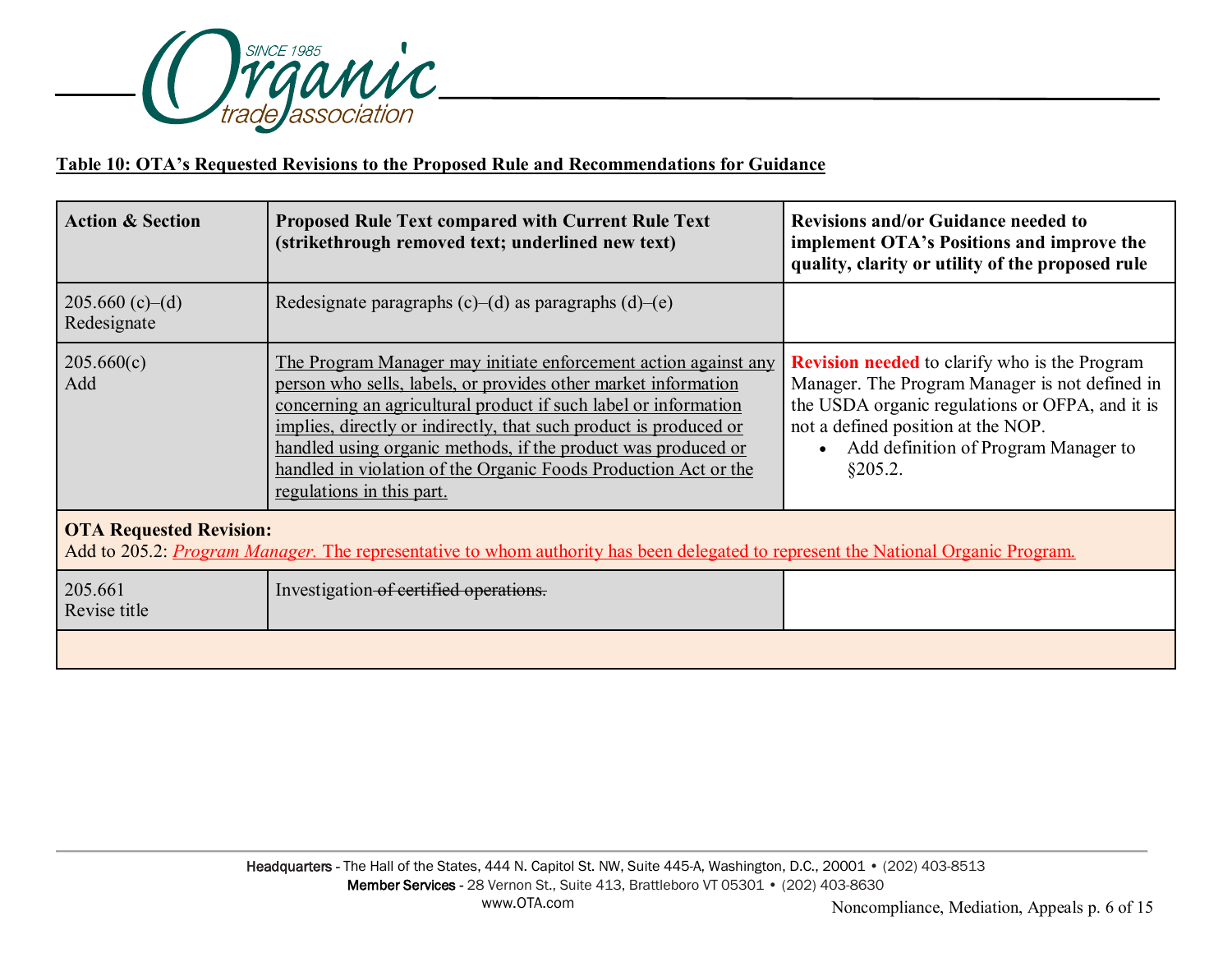**Table 10: OTA's Requested Revisions to the Proposed Rule and Recommendations for Guidance**

| Action & Section | Proposed Rule Text compared with Current Rule Text (strikethrough removed text; underlined new text) | Revisions and/or Guidance needed to implement OTA's Positions and improve the quality, clarity or utility of the proposed rule |
|---|---|---|
| 205.660 (c)–(d) Redesignate | Redesignate paragraphs (c)–(d) as paragraphs (d)–(e) | |
| 205.660(c) Add | <u>The Program Manager may initiate enforcement action against any person who sells, labels, or provides other market information concerning an agricultural product if such label or information implies, directly or indirectly, that such product is produced or handled using organic methods, if the product was produced or handled in violation of the Organic Foods Production Act or the regulations in this part.</u> | **Revision needed** to clarify who is the Program Manager. The Program Manager is not defined in the USDA organic regulations or OFPA, and it is not a defined position at the NOP. <br>• Add definition of Program Manager to §205.2. |
| **OTA Requested Revision:** Add to 205.2: <u>*Program Manager.* The representative to whom authority has been delegated to represent the National Organic Program.</u> | | |
| 205.661 Revise title | Investigation ~~of certified operations.~~ | |
| | | |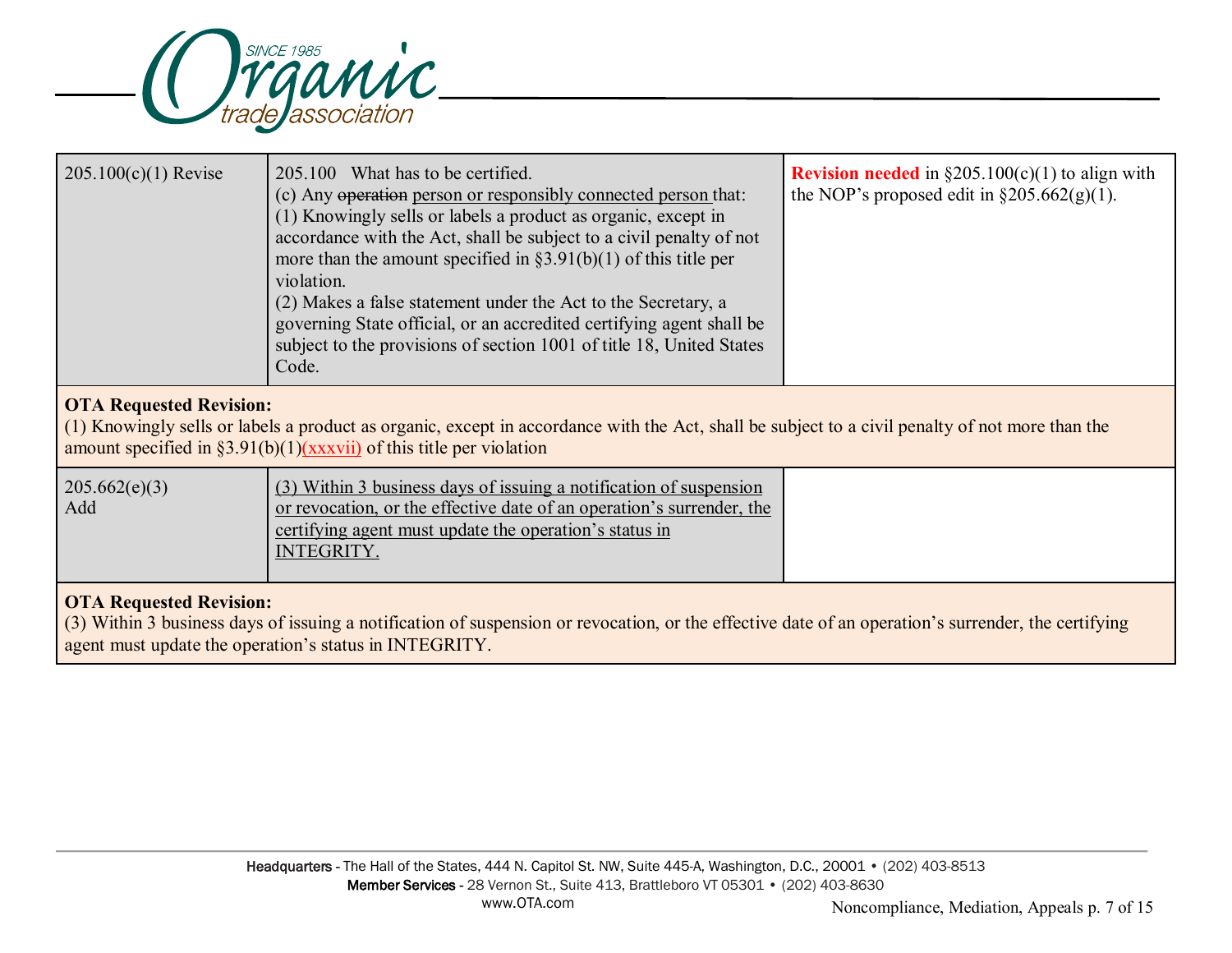| | | |
|---|---|---|
| 205.100(c)(1) Revise | 205.100 What has to be certified.<br>(c) Any ~~operation~~ <u>person or responsibly connected person</u> that:<br>(1) Knowingly sells or labels a product as organic, except in accordance with the Act, shall be subject to a civil penalty of not more than the amount specified in §3.91(b)(1) of this title per violation.<br>(2) Makes a false statement under the Act to the Secretary, a governing State official, or an accredited certifying agent shall be subject to the provisions of section 1001 of title 18, United States Code. | **Revision needed** in §205.100(c)(1) to align with the NOP's proposed edit in §205.662(g)(1). |

**OTA Requested Revision:**
(1) Knowingly sells or labels a product as organic, except in accordance with the Act, shall be subject to a civil penalty of not more than the amount specified in §3.91(b)(1)<u>(xxxvii)</u> of this title per violation

| | | |
|---|---|---|
| 205.662(e)(3) Add | <u>(3) Within 3 business days of issuing a notification of suspension or revocation, or the effective date of an operation's surrender, the certifying agent must update the operation's status in INTEGRITY.</u> | |

**OTA Requested Revision:**
(3) Within 3 business days of issuing a notification of suspension or revocation, or the effective date of an operation's surrender, the certifying agent must update the operation's status in INTEGRITY.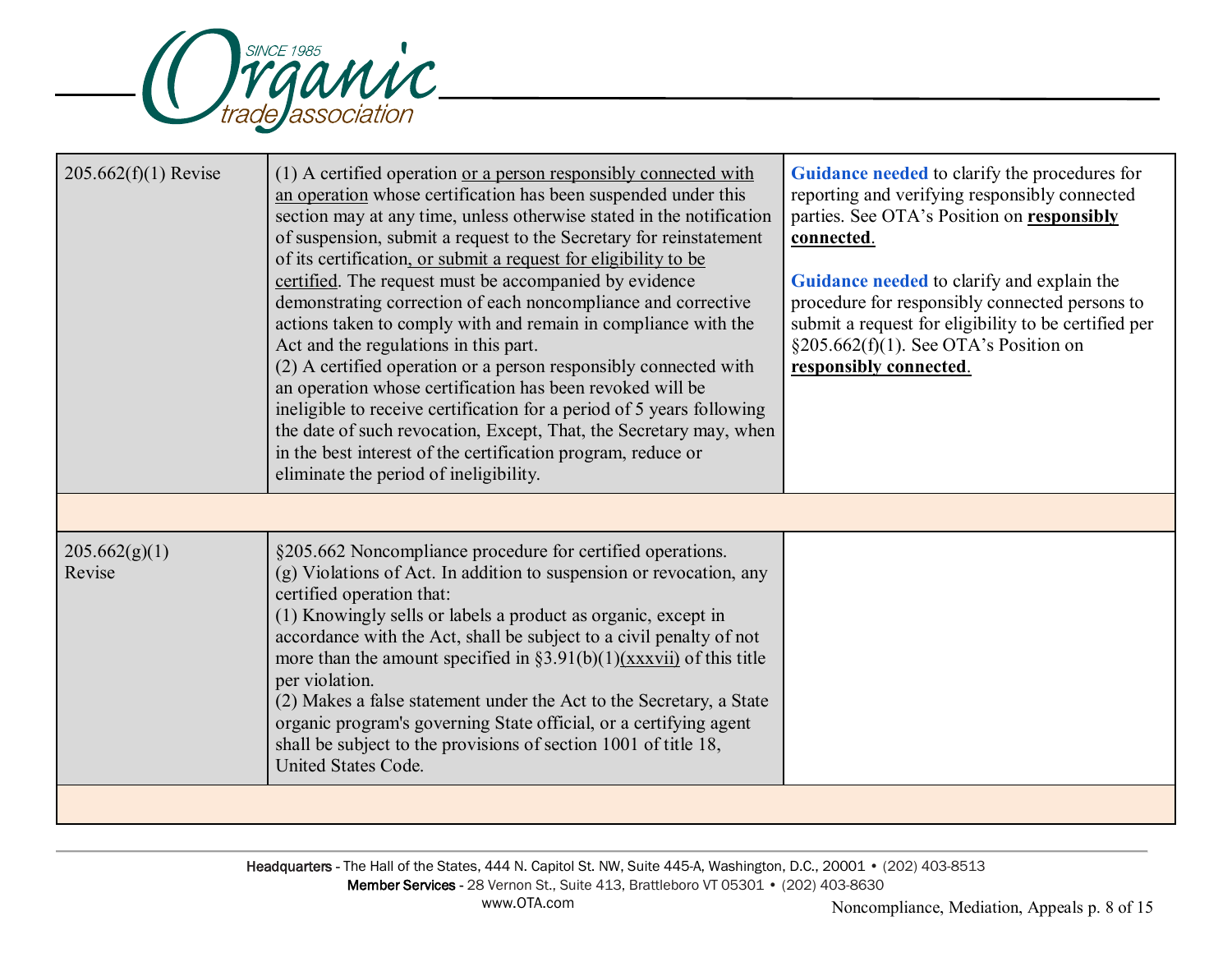| | | |
|---|---|---|
| 205.662(f)(1) Revise | (1) A certified operation <u>or a person responsibly connected with an operation</u> whose certification has been suspended under this section may at any time, unless otherwise stated in the notification of suspension, submit a request to the Secretary for reinstatement of its certification<u>, or submit a request for eligibility to be certified</u>. The request must be accompanied by evidence demonstrating correction of each noncompliance and corrective actions taken to comply with and remain in compliance with the Act and the regulations in this part.<br>(2) A certified operation or a person responsibly connected with an operation whose certification has been revoked will be ineligible to receive certification for a period of 5 years following the date of such revocation, Except, That, the Secretary may, when in the best interest of the certification program, reduce or eliminate the period of ineligibility. | **Guidance needed** to clarify the procedures for reporting and verifying responsibly connected parties. See OTA's Position on **<u>responsibly connected</u>**.<br><br>**Guidance needed** to clarify and explain the procedure for responsibly connected persons to submit a request for eligibility to be certified per §205.662(f)(1). See OTA's Position on **<u>responsibly connected</u>**. |
| | | |
| 205.662(g)(1) Revise | §205.662 Noncompliance procedure for certified operations.<br>(g) Violations of Act. In addition to suspension or revocation, any certified operation that:<br>(1) Knowingly sells or labels a product as organic, except in accordance with the Act, shall be subject to a civil penalty of not more than the amount specified in §3.91(b)(1)<u>(xxxvii)</u> of this title per violation.<br>(2) Makes a false statement under the Act to the Secretary, a State organic program's governing State official, or a certifying agent shall be subject to the provisions of section 1001 of title 18, United States Code. | |
| | | |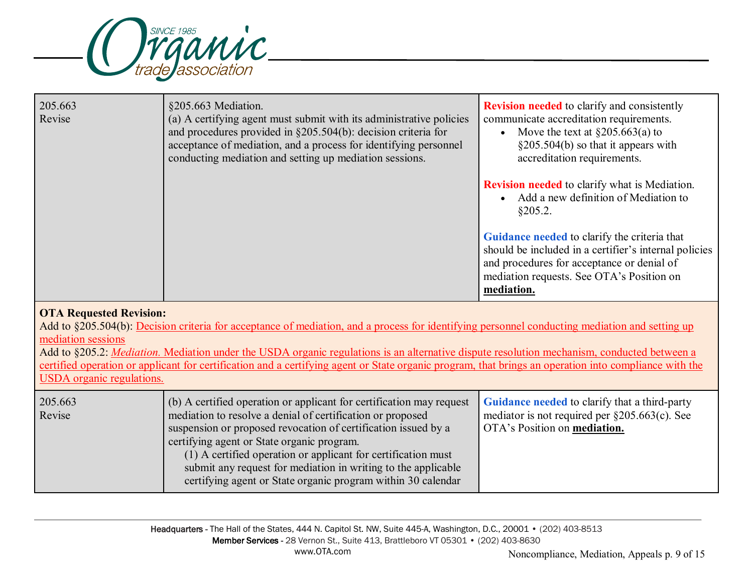| | | |
|---|---|---|
| 205.663<br>Revise | §205.663 Mediation.<br>(a) A certifying agent must submit with its administrative policies and procedures provided in §205.504(b): decision criteria for acceptance of mediation, and a process for identifying personnel conducting mediation and setting up mediation sessions. | **Revision needed** to clarify and consistently communicate accreditation requirements.<br>• Move the text at §205.663(a) to §205.504(b) so that it appears with accreditation requirements.<br><br>**Revision needed** to clarify what is Mediation.<br>• Add a new definition of Mediation to §205.2.<br><br>**Guidance needed** to clarify the criteria that should be included in a certifier's internal policies and procedures for acceptance or denial of mediation requests. See OTA's Position on **mediation.** |

**OTA Requested Revision:**
Add to §205.504(b): Decision criteria for acceptance of mediation, and a process for identifying personnel conducting mediation and setting up mediation sessions
Add to §205.2: *Mediation.* Mediation under the USDA organic regulations is an alternative dispute resolution mechanism, conducted between a certified operation or applicant for certification and a certifying agent or State organic program, that brings an operation into compliance with the USDA organic regulations.

| | | |
|---|---|---|
| 205.663<br>Revise | (b) A certified operation or applicant for certification may request mediation to resolve a denial of certification or proposed suspension or proposed revocation of certification issued by a certifying agent or State organic program.<br>(1) A certified operation or applicant for certification must submit any request for mediation in writing to the applicable certifying agent or State organic program within 30 calendar | **Guidance needed** to clarify that a third-party mediator is not required per §205.663(c). See OTA's Position on **mediation.** |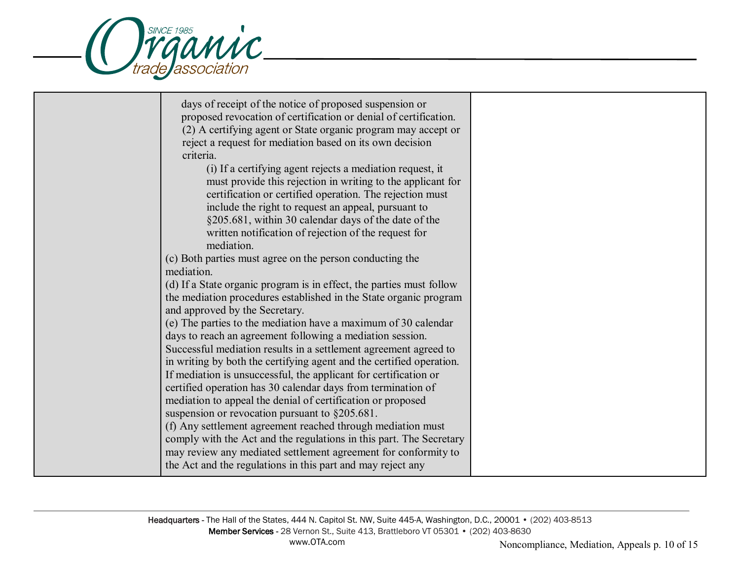| | days of receipt of the notice of proposed suspension or proposed revocation of certification or denial of certification.<br>(2) A certifying agent or State organic program may accept or reject a request for mediation based on its own decision criteria.<br>(i) If a certifying agent rejects a mediation request, it must provide this rejection in writing to the applicant for certification or certified operation. The rejection must include the right to request an appeal, pursuant to §205.681, within 30 calendar days of the date of the written notification of rejection of the request for mediation.<br>(c) Both parties must agree on the person conducting the mediation.<br>(d) If a State organic program is in effect, the parties must follow the mediation procedures established in the State organic program and approved by the Secretary.<br>(e) The parties to the mediation have a maximum of 30 calendar days to reach an agreement following a mediation session. Successful mediation results in a settlement agreement agreed to in writing by both the certifying agent and the certified operation. If mediation is unsuccessful, the applicant for certification or certified operation has 30 calendar days from termination of mediation to appeal the denial of certification or proposed suspension or revocation pursuant to §205.681.<br>(f) Any settlement agreement reached through mediation must comply with the Act and the regulations in this part. The Secretary may review any mediated settlement agreement for conformity to the Act and the regulations in this part and may reject any | |
|---|---|---|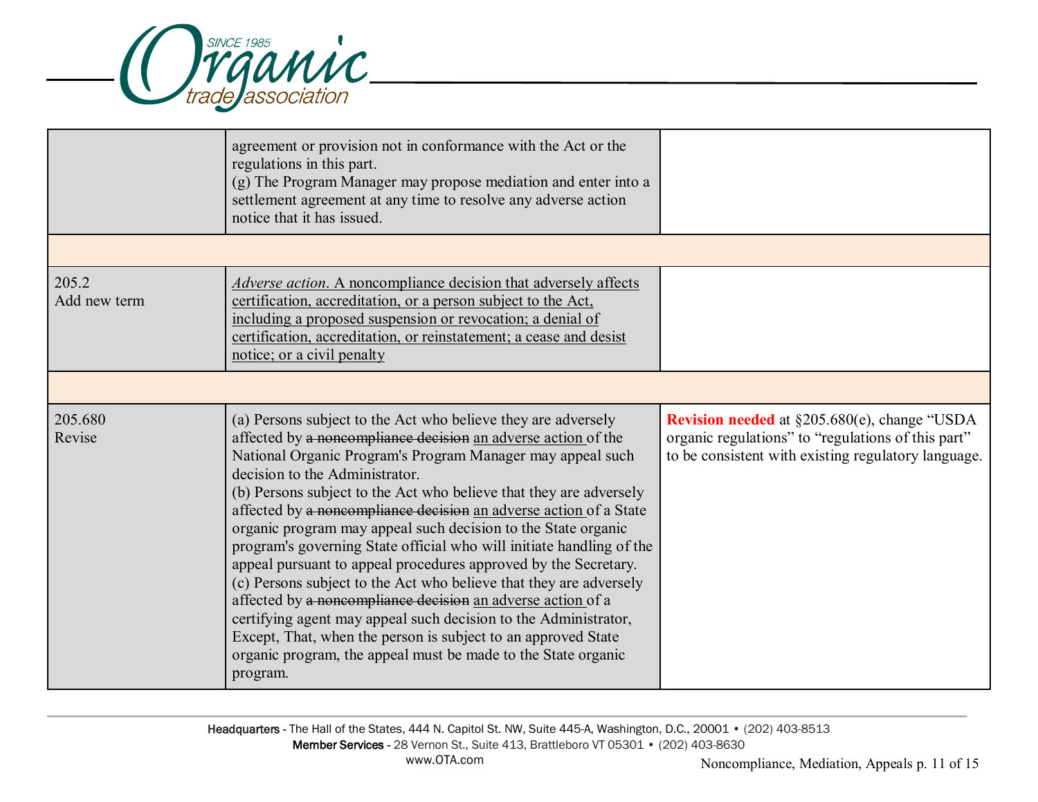| | | |
|---|---|---|
| | agreement or provision not in conformance with the Act or the regulations in this part.<br>(g) The Program Manager may propose mediation and enter into a settlement agreement at any time to resolve any adverse action notice that it has issued. | |
| | | |
| 205.2<br>Add new term | <ins>*Adverse action*. A noncompliance decision that adversely affects certification, accreditation, or a person subject to the Act, including a proposed suspension or revocation; a denial of certification, accreditation, or reinstatement; a cease and desist notice; or a civil penalty</ins> | |
| | | |
| 205.680<br>Revise | (a) Persons subject to the Act who believe they are adversely affected by ~~a noncompliance decision~~ <ins>an adverse action</ins> of the National Organic Program's Program Manager may appeal such decision to the Administrator.<br>(b) Persons subject to the Act who believe that they are adversely affected by ~~a noncompliance decision~~ <ins>an adverse action</ins> of a State organic program may appeal such decision to the State organic program's governing State official who will initiate handling of the appeal pursuant to appeal procedures approved by the Secretary.<br>(c) Persons subject to the Act who believe that they are adversely affected by ~~a noncompliance decision~~ <ins>an adverse action</ins> of a certifying agent may appeal such decision to the Administrator, Except, That, when the person is subject to an approved State organic program, the appeal must be made to the State organic program. | **Revision needed** at §205.680(e), change "USDA organic regulations" to "regulations of this part" to be consistent with existing regulatory language. |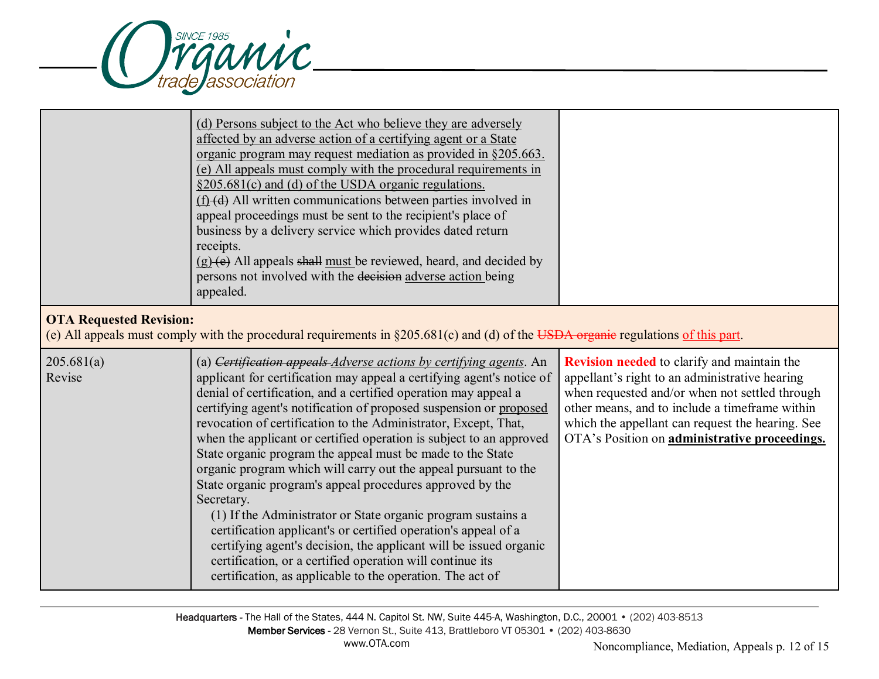| | | |
|---|---|---|
| | <u>(d) Persons subject to the Act who believe they are adversely affected by an adverse action of a certifying agent or a State organic program may request mediation as provided in §205.663.</u><br><u>(e) All appeals must comply with the procedural requirements in §205.681(c) and (d) of the USDA organic regulations.</u><br><u>(f)</u> ~~(d)~~ All written communications between parties involved in appeal proceedings must be sent to the recipient's place of business by a delivery service which provides dated return receipts.<br><u>(g)</u> ~~(e)~~ All appeals ~~shall~~ <u>must</u> be reviewed, heard, and decided by persons not involved with the ~~decision~~ <u>adverse action</u> being appealed. | |
| **OTA Requested Revision:**<br>(e) All appeals must comply with the procedural requirements in §205.681(c) and (d) of the ~~USDA organic~~ regulations <u>of this part</u>. | | |
| 205.681(a)<br>Revise | (a) ~~*Certification appeals*~~ <u>*Adverse actions by certifying agents*</u>. An applicant for certification may appeal a certifying agent's notice of denial of certification, and a certified operation may appeal a certifying agent's notification of proposed suspension or <u>proposed</u> revocation of certification to the Administrator, Except, That, when the applicant or certified operation is subject to an approved State organic program the appeal must be made to the State organic program which will carry out the appeal pursuant to the State organic program's appeal procedures approved by the Secretary.<br>(1) If the Administrator or State organic program sustains a certification applicant's or certified operation's appeal of a certifying agent's decision, the applicant will be issued organic certification, or a certified operation will continue its certification, as applicable to the operation. The act of | **Revision needed** to clarify and maintain the appellant's right to an administrative hearing when requested and/or when not settled through other means, and to include a timeframe within which the appellant can request the hearing. See OTA's Position on **<u>administrative proceedings.</u>** |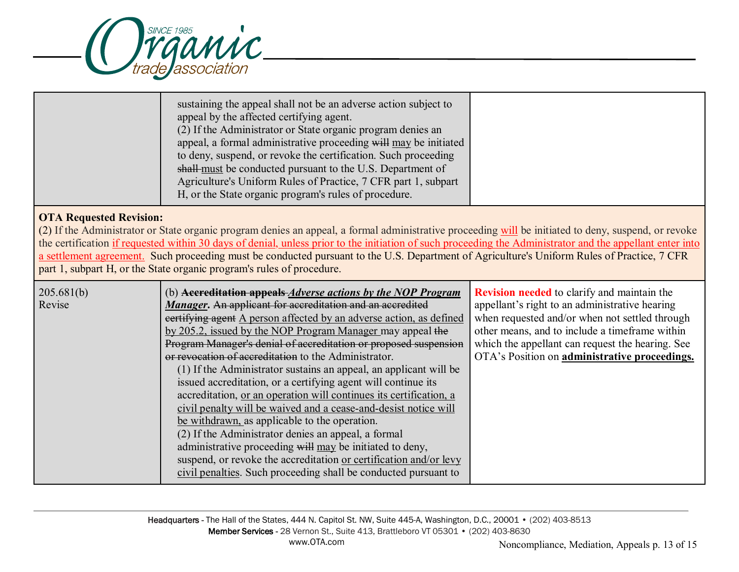| | | |
|---|---|---|
| | sustaining the appeal shall not be an adverse action subject to appeal by the affected certifying agent.<br>(2) If the Administrator or State organic program denies an appeal, a formal administrative proceeding ~~will~~ <u>may</u> be initiated to deny, suspend, or revoke the certification. Such proceeding ~~shall~~ <u>must</u> be conducted pursuant to the U.S. Department of Agriculture's Uniform Rules of Practice, 7 CFR part 1, subpart H, or the State organic program's rules of procedure. | |

**OTA Requested Revision:**
(2) If the Administrator or State organic program denies an appeal, a formal administrative proceeding <u>will</u> be initiated to deny, suspend, or revoke the certification <u>if requested within 30 days of denial, unless prior to the initiation of such proceeding the Administrator and the appellant enter into a settlement agreement.</u> Such proceeding must be conducted pursuant to the U.S. Department of Agriculture's Uniform Rules of Practice, 7 CFR part 1, subpart H, or the State organic program's rules of procedure.

| | | |
|---|---|---|
| 205.681(b)<br>Revise | (b) ~~**Accreditation appeals**~~ <u>***Adverse actions by the NOP Program Manager***</u>**.** ~~An applicant for accreditation and an accredited certifying agent~~ <u>A person affected by an adverse action, as defined by 205.2, issued by the NOP Program Manager</u> may appeal ~~the Program Manager's denial of accreditation or proposed suspension or revocation of accreditation~~ to the Administrator.<br>(1) If the Administrator sustains an appeal, an applicant will be issued accreditation, or a certifying agent will continue its accreditation, <u>or an operation will continues its certification, a civil penalty will be waived and a cease-and-desist notice will be withdrawn,</u> as applicable to the operation.<br>(2) If the Administrator denies an appeal, a formal administrative proceeding ~~will~~ <u>may</u> be initiated to deny, suspend, or revoke the accreditation <u>or certification and/or levy civil penalties</u>. Such proceeding shall be conducted pursuant to | **Revision needed** to clarify and maintain the appellant's right to an administrative hearing when requested and/or when not settled through other means, and to include a timeframe within which the appellant can request the hearing. See OTA's Position on <u>**administrative proceedings.**</u> |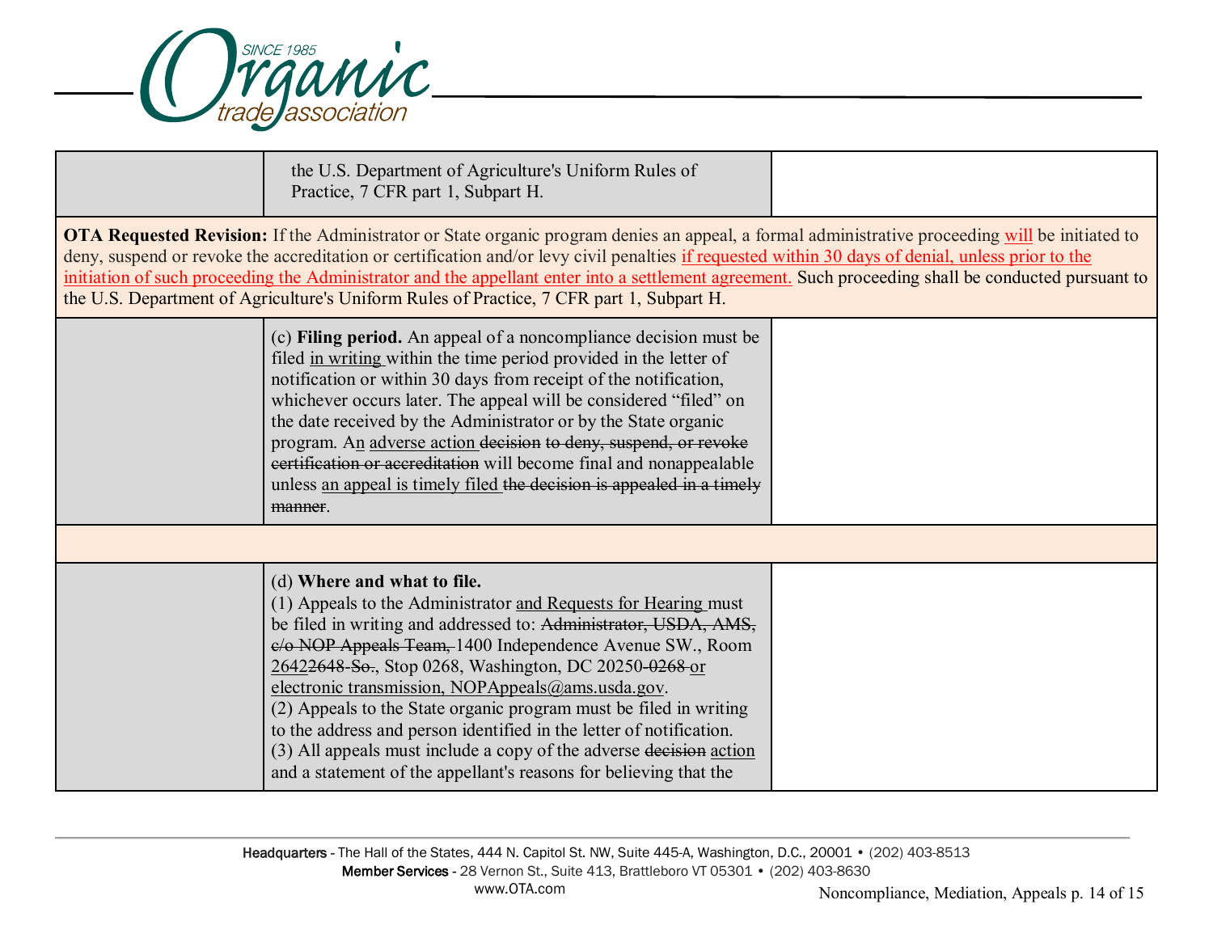| | | |
|---|---|---|
| | the U.S. Department of Agriculture's Uniform Rules of Practice, 7 CFR part 1, Subpart H. | |

**OTA Requested Revision:** If the Administrator or State organic program denies an appeal, a formal administrative proceeding will be initiated to deny, suspend or revoke the accreditation or certification and/or levy civil penalties if requested within 30 days of denial, unless prior to the initiation of such proceeding the Administrator and the appellant enter into a settlement agreement. Such proceeding shall be conducted pursuant to the U.S. Department of Agriculture's Uniform Rules of Practice, 7 CFR part 1, Subpart H.

| | | |
|---|---|---|
| | (c) **Filing period.** An appeal of a noncompliance decision must be filed in writing within the time period provided in the letter of notification or within 30 days from receipt of the notification, whichever occurs later. The appeal will be considered "filed" on the date received by the Administrator or by the State organic program. An adverse action ~~decision to deny, suspend, or revoke certification or accreditation~~ will become final and nonappealable unless an appeal is timely filed ~~the decision is appealed in a timely manner~~. | |
| | | |
| | (d) **Where and what to file.**<br>(1) Appeals to the Administrator and Requests for Hearing must be filed in writing and addressed to: ~~Administrator, USDA, AMS, c/o NOP Appeals Team,~~ 1400 Independence Avenue SW., Room 2642~~2648-So.~~, Stop 0268, Washington, DC 20250~~-0268~~ or electronic transmission, NOPAppeals@ams.usda.gov.<br>(2) Appeals to the State organic program must be filed in writing to the address and person identified in the letter of notification.<br>(3) All appeals must include a copy of the adverse ~~decision~~ action and a statement of the appellant's reasons for believing that the | |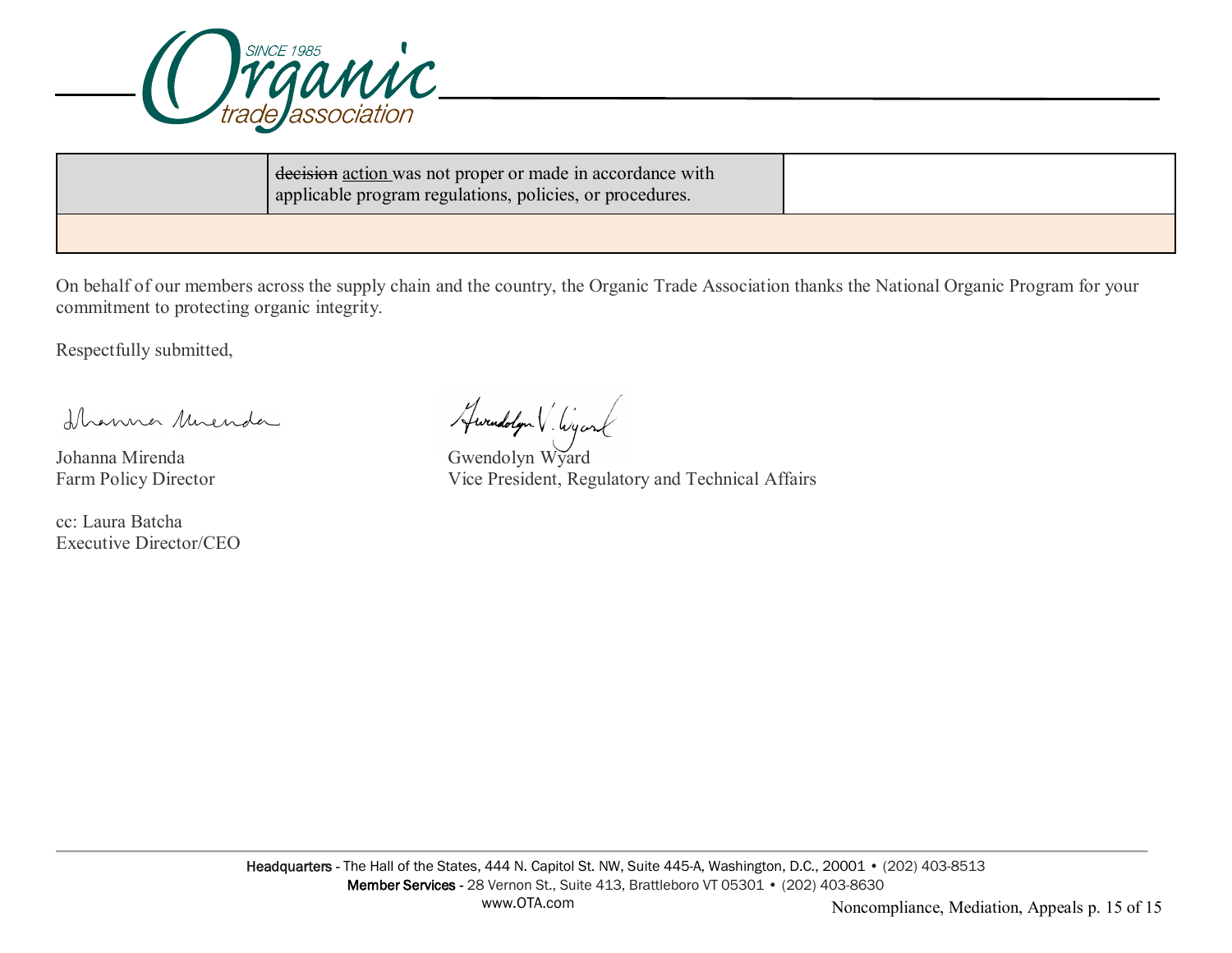| | | |
|---|---|---|
| | ~~decision~~ action was not proper or made in accordance with applicable program regulations, policies, or procedures. | |
| | | |

On behalf of our members across the supply chain and the country, the Organic Trade Association thanks the National Organic Program for your commitment to protecting organic integrity.

Respectfully submitted,

Johanna Mirenda
Farm Policy Director

Gwendolyn Wyard
Vice President, Regulatory and Technical Affairs

cc: Laura Batcha
Executive Director/CEO